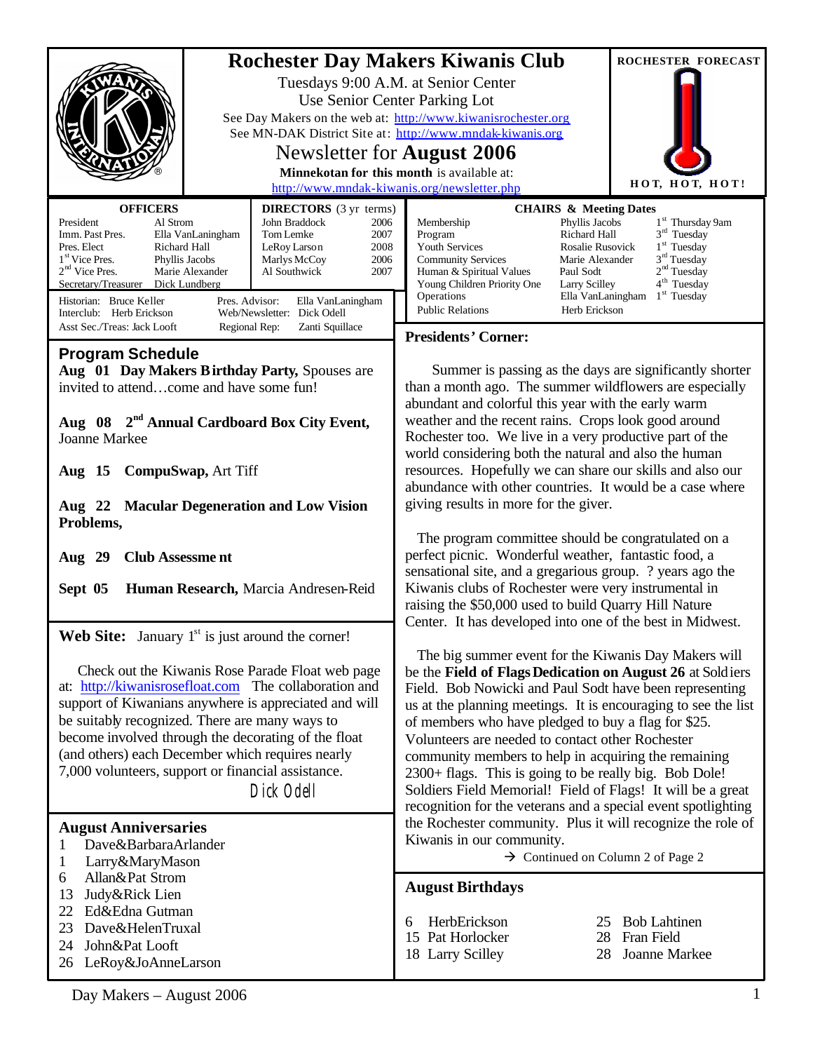# Rochester Day Makers Kiwanis Club

Tuesdays 9:00 A.M. at Senior Center
Use Senior Center Parking Lot
See Day Makers on the web at: http://www.kiwanisrochester.org
See MN-DAK District Site at: http://www.mndak-kiwanis.org

## Newsletter for **August 2006**

**Minnekotan for this month** is available at:
http://www.mndak-kiwanis.org/newsletter.php

**ROCHESTER FORECAST**

**HOT, HOT, HOT!**

| **OFFICERS** | |
|---|---|
| President | Al Strom |
| Imm. Past Pres. | Ella VanLaningham |
| Pres. Elect | Richard Hall |
| 1st Vice Pres. | Phyllis Jacobs |
| 2nd Vice Pres. | Marie Alexander |
| Secretary/Treasurer | Dick Lundberg |

| **DIRECTORS** (3 yr terms) | |
|---|---|
| John Braddock | 2006 |
| Tom Lemke | 2007 |
| LeRoy Larson | 2008 |
| Marlys McCoy | 2006 |
| Al Southwick | 2007 |

Historian: Bruce Keller
Interclub: Herb Erickson
Asst Sec./Treas: Jack Looft
Pres. Advisor: Ella VanLaningham
Web/Newsletter: Dick Odell
Regional Rep: Zanti Squillace

| **CHAIRS & Meeting Dates** | | |
|---|---|---|
| Membership | Phyllis Jacobs | 1st Thursday 9am |
| Program | Richard Hall | 3rd Tuesday |
| Youth Services | Rosalie Rusovick | 1st Tuesday |
| Community Services | Marie Alexander | 3rd Tuesday |
| Human & Spiritual Values | Paul Sodt | 2nd Tuesday |
| Young Children Priority One | Larry Scilley | 4th Tuesday |
| Operations | Ella VanLaningham | 1st Tuesday |
| Public Relations | Herb Erickson | |

## Program Schedule

**Aug 01 Day Makers Birthday Party,** Spouses are invited to attend…come and have some fun!

**Aug 08 2nd Annual Cardboard Box City Event,** Joanne Markee

**Aug 15 CompuSwap,** Art Tiff

**Aug 22 Macular Degeneration and Low Vision Problems,**

**Aug 29 Club Assessment**

**Sept 05 Human Research,** Marcia Andresen-Reid

**Web Site:** January 1st is just around the corner!

Check out the Kiwanis Rose Parade Float web page at: http://kiwanisrosefloat.com The collaboration and support of Kiwanians anywhere is appreciated and will be suitably recognized. There are many ways to become involved through the decorating of the float (and others) each December which requires nearly 7,000 volunteers, support or financial assistance.

Dick Odell

## August Anniversaries

1 Dave&BarbaraArlander
1 Larry&MaryMason
6 Allan&Pat Strom
13 Judy&Rick Lien
22 Ed&Edna Gutman
23 Dave&HelenTruxal
24 John&Pat Looft
26 LeRoy&JoAnneLarson

## Presidents' Corner:

Summer is passing as the days are significantly shorter than a month ago. The summer wildflowers are especially abundant and colorful this year with the early warm weather and the recent rains. Crops look good around Rochester too. We live in a very productive part of the world considering both the natural and also the human resources. Hopefully we can share our skills and also our abundance with other countries. It would be a case where giving results in more for the giver.

The program committee should be congratulated on a perfect picnic. Wonderful weather, fantastic food, a sensational site, and a gregarious group. ? years ago the Kiwanis clubs of Rochester were very instrumental in raising the $50,000 used to build Quarry Hill Nature Center. It has developed into one of the best in Midwest.

The big summer event for the Kiwanis Day Makers will be the **Field of Flags Dedication on August 26** at Soldiers Field. Bob Nowicki and Paul Sodt have been representing us at the planning meetings. It is encouraging to see the list of members who have pledged to buy a flag for $25. Volunteers are needed to contact other Rochester community members to help in acquiring the remaining 2300+ flags. This is going to be really big. Bob Dole! Soldiers Field Memorial! Field of Flags! It will be a great recognition for the veterans and a special event spotlighting the Rochester community. Plus it will recognize the role of Kiwanis in our community.

→ Continued on Column 2 of Page 2

## August Birthdays

6 HerbErickson
15 Pat Horlocker
18 Larry Scilley
25 Bob Lahtinen
28 Fran Field
28 Joanne Markee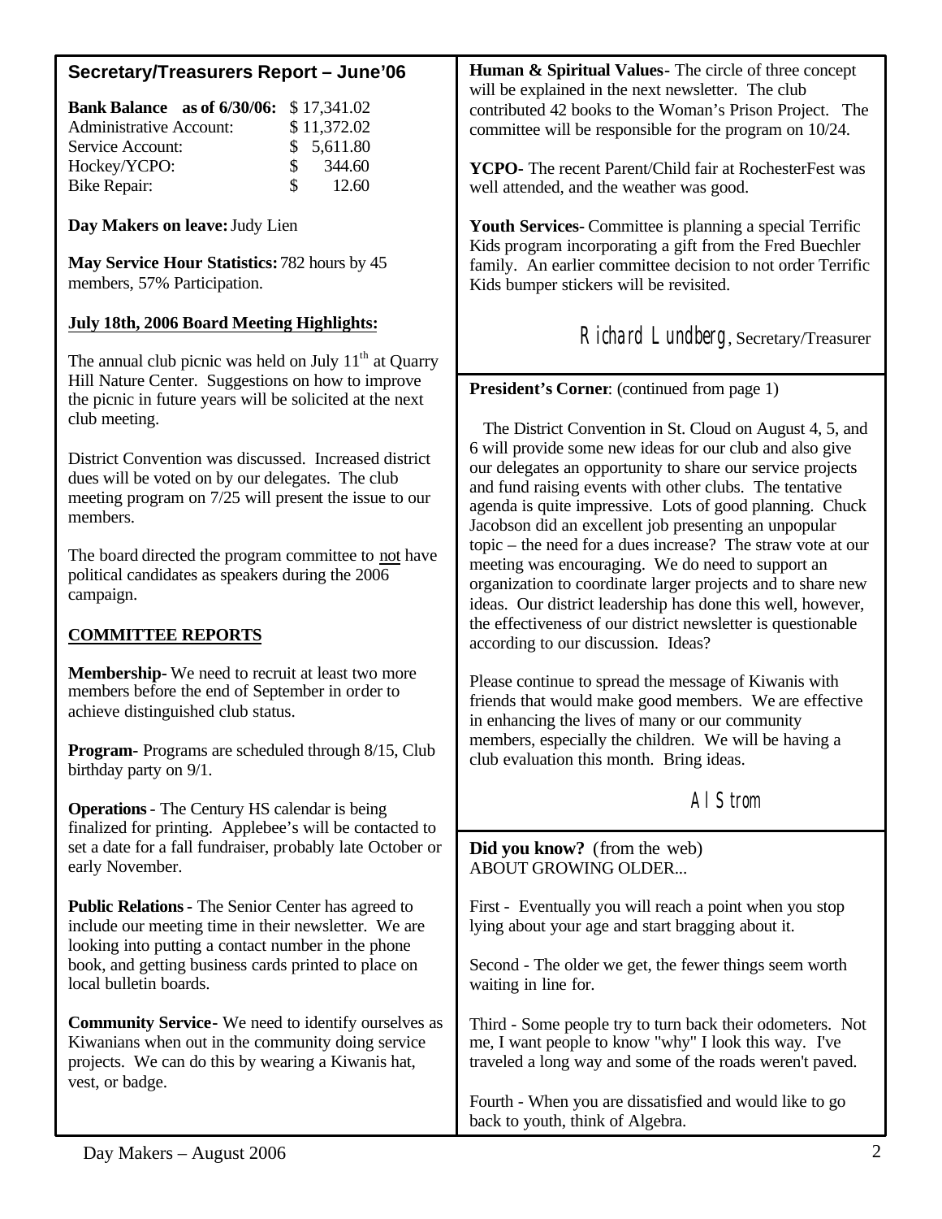## Secretary/Treasurers Report – June'06

| | |
|---|---|
| **Bank Balance as of 6/30/06:** | $ 17,341.02 |
| Administrative Account: | $ 11,372.02 |
| Service Account: | $ 5,611.80 |
| Hockey/YCPO: | $ 344.60 |
| Bike Repair: | $ 12.60 |

**Day Makers on leave:** Judy Lien

**May Service Hour Statistics:** 782 hours by 45 members, 57% Participation.

**July 18th, 2006 Board Meeting Highlights:**

The annual club picnic was held on July 11th at Quarry Hill Nature Center. Suggestions on how to improve the picnic in future years will be solicited at the next club meeting.

District Convention was discussed. Increased district dues will be voted on by our delegates. The club meeting program on 7/25 will present the issue to our members.

The board directed the program committee to not have political candidates as speakers during the 2006 campaign.

**COMMITTEE REPORTS**

**Membership-** We need to recruit at least two more members before the end of September in order to achieve distinguished club status.

**Program-** Programs are scheduled through 8/15, Club birthday party on 9/1.

**Operations** - The Century HS calendar is being finalized for printing. Applebee's will be contacted to set a date for a fall fundraiser, probably late October or early November.

**Public Relations** - The Senior Center has agreed to include our meeting time in their newsletter. We are looking into putting a contact number in the phone book, and getting business cards printed to place on local bulletin boards.

**Community Service**- We need to identify ourselves as Kiwanians when out in the community doing service projects. We can do this by wearing a Kiwanis hat, vest, or badge.

**Human & Spiritual Values**- The circle of three concept will be explained in the next newsletter. The club contributed 42 books to the Woman's Prison Project. The committee will be responsible for the program on 10/24.

**YCPO-** The recent Parent/Child fair at RochesterFest was well attended, and the weather was good.

**Youth Services-** Committee is planning a special Terrific Kids program incorporating a gift from the Fred Buechler family. An earlier committee decision to not order Terrific Kids bumper stickers will be revisited.

Richard Lundberg, Secretary/Treasurer

**President's Corner**: (continued from page 1)

The District Convention in St. Cloud on August 4, 5, and 6 will provide some new ideas for our club and also give our delegates an opportunity to share our service projects and fund raising events with other clubs. The tentative agenda is quite impressive. Lots of good planning. Chuck Jacobson did an excellent job presenting an unpopular topic – the need for a dues increase? The straw vote at our meeting was encouraging. We do need to support an organization to coordinate larger projects and to share new ideas. Our district leadership has done this well, however, the effectiveness of our district newsletter is questionable according to our discussion. Ideas?

Please continue to spread the message of Kiwanis with friends that would make good members. We are effective in enhancing the lives of many or our community members, especially the children. We will be having a club evaluation this month. Bring ideas.

Al Strom

**Did you know?** (from the web)
ABOUT GROWING OLDER...

First - Eventually you will reach a point when you stop lying about your age and start bragging about it.

Second - The older we get, the fewer things seem worth waiting in line for.

Third - Some people try to turn back their odometers. Not me, I want people to know "why" I look this way. I've traveled a long way and some of the roads weren't paved.

Fourth - When you are dissatisfied and would like to go back to youth, think of Algebra.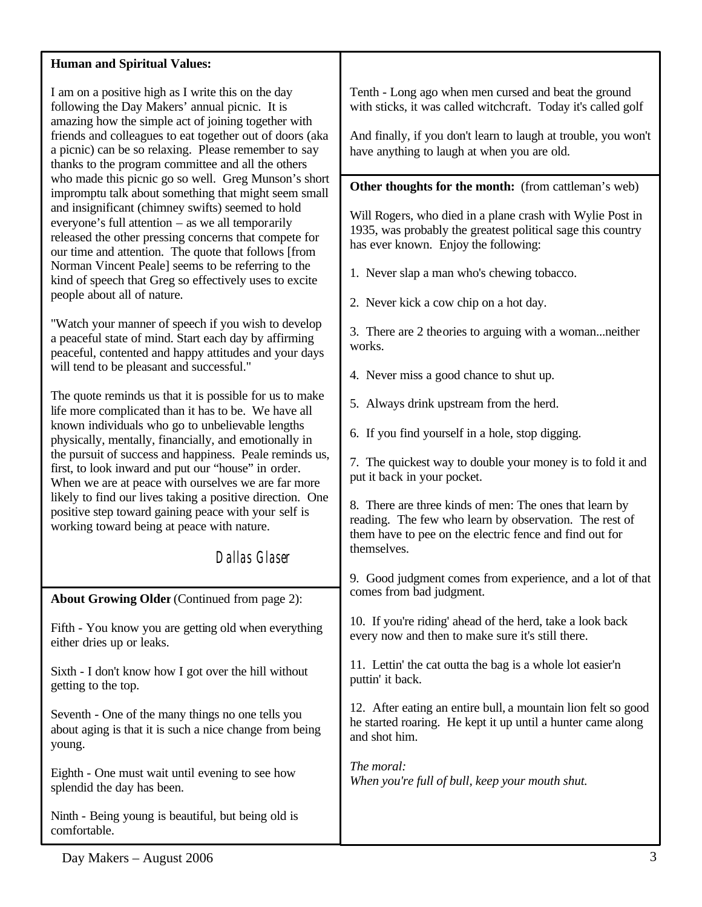**Human and Spiritual Values:**

I am on a positive high as I write this on the day following the Day Makers' annual picnic. It is amazing how the simple act of joining together with friends and colleagues to eat together out of doors (aka a picnic) can be so relaxing. Please remember to say thanks to the program committee and all the others who made this picnic go so well. Greg Munson's short impromptu talk about something that might seem small and insignificant (chimney swifts) seemed to hold everyone's full attention – as we all temporarily released the other pressing concerns that compete for our time and attention. The quote that follows [from Norman Vincent Peale] seems to be referring to the kind of speech that Greg so effectively uses to excite people about all of nature.

"Watch your manner of speech if you wish to develop a peaceful state of mind. Start each day by affirming peaceful, contented and happy attitudes and your days will tend to be pleasant and successful."

The quote reminds us that it is possible for us to make life more complicated than it has to be. We have all known individuals who go to unbelievable lengths physically, mentally, financially, and emotionally in the pursuit of success and happiness. Peale reminds us, first, to look inward and put our "house" in order. When we are at peace with ourselves we are far more likely to find our lives taking a positive direction. One positive step toward gaining peace with your self is working toward being at peace with nature.

Dallas Glaser

**About Growing Older** (Continued from page 2):

Fifth - You know you are getting old when everything either dries up or leaks.

Sixth - I don't know how I got over the hill without getting to the top.

Seventh - One of the many things no one tells you about aging is that it is such a nice change from being young.

Eighth - One must wait until evening to see how splendid the day has been.

Ninth - Being young is beautiful, but being old is comfortable.

Tenth - Long ago when men cursed and beat the ground with sticks, it was called witchcraft. Today it's called golf

And finally, if you don't learn to laugh at trouble, you won't have anything to laugh at when you are old.

**Other thoughts for the month:** (from cattleman's web)

Will Rogers, who died in a plane crash with Wylie Post in 1935, was probably the greatest political sage this country has ever known. Enjoy the following:

1. Never slap a man who's chewing tobacco.

2. Never kick a cow chip on a hot day.

3. There are 2 theories to arguing with a woman...neither works.

4. Never miss a good chance to shut up.

5. Always drink upstream from the herd.

6. If you find yourself in a hole, stop digging.

7. The quickest way to double your money is to fold it and put it back in your pocket.

8. There are three kinds of men: The ones that learn by reading. The few who learn by observation. The rest of them have to pee on the electric fence and find out for themselves.

9. Good judgment comes from experience, and a lot of that comes from bad judgment.

10. If you're riding' ahead of the herd, take a look back every now and then to make sure it's still there.

11. Lettin' the cat outta the bag is a whole lot easier'n puttin' it back.

12. After eating an entire bull, a mountain lion felt so good he started roaring. He kept it up until a hunter came along and shot him.

*The moral:*
*When you're full of bull, keep your mouth shut.*